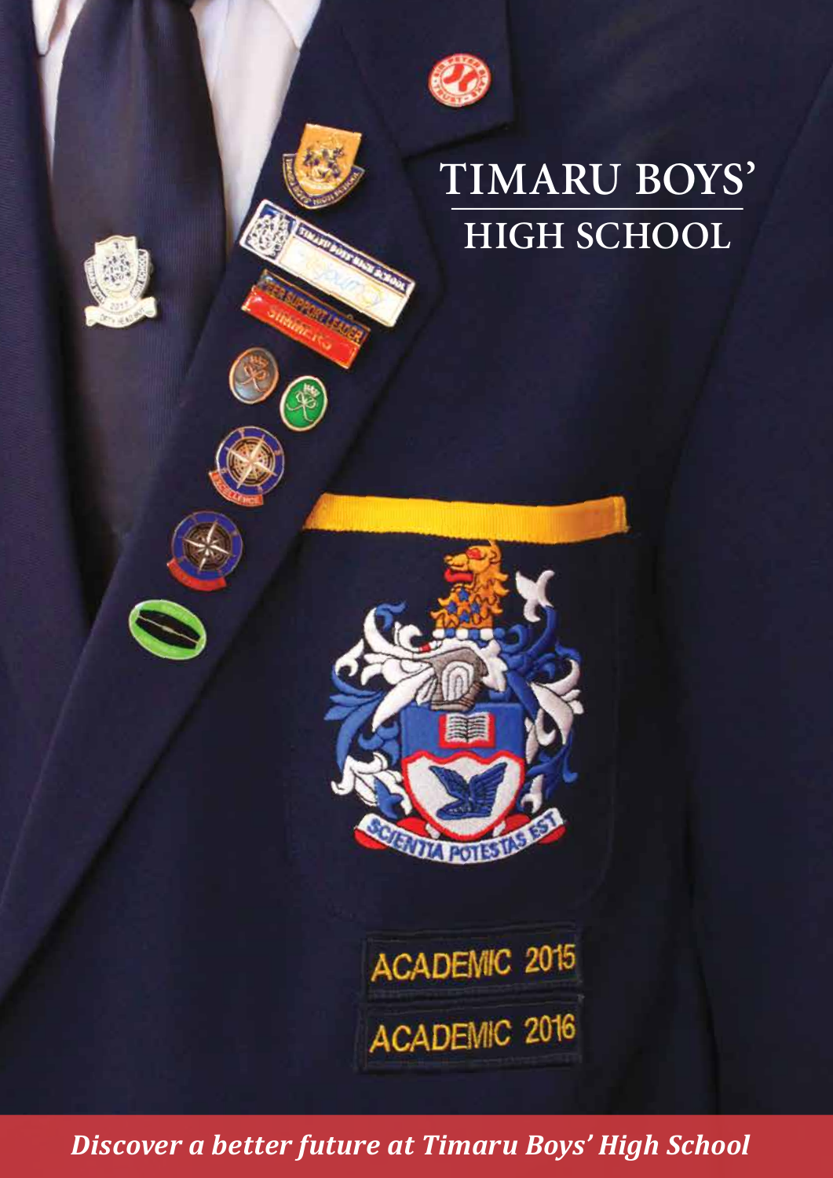# TIMARU BOYS' HIGH SCHOOL

*Discover a better future at Timaru Boys' High School*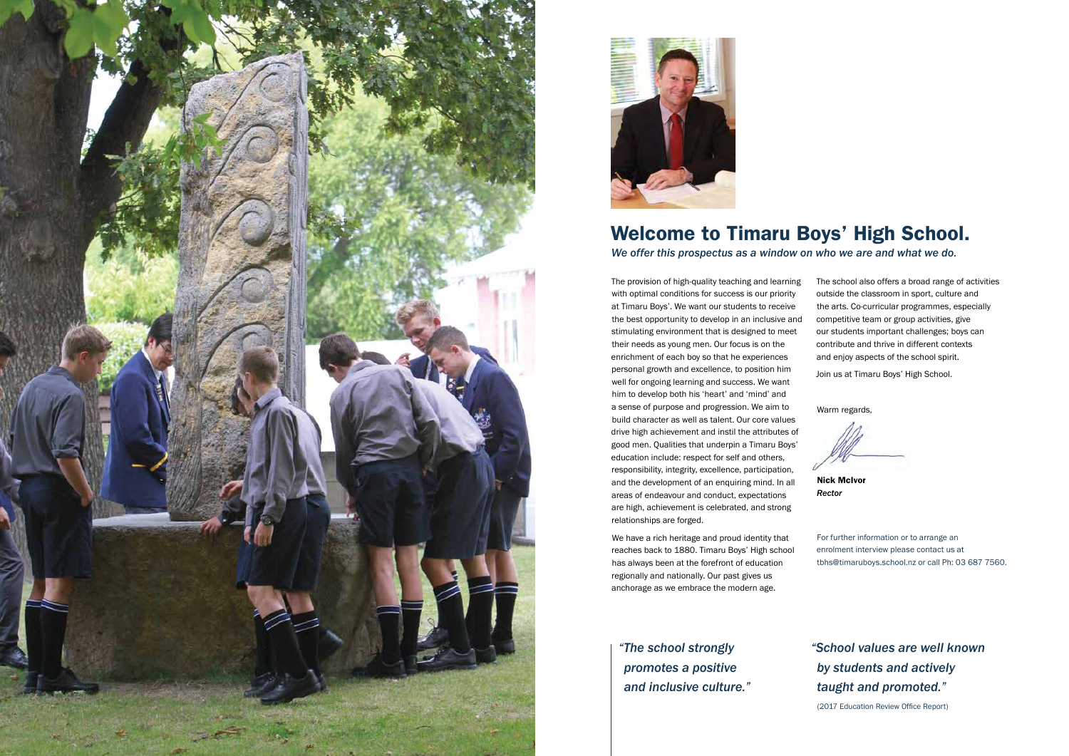# Welcome to Timaru Boys' High School.

*We offer this prospectus as a window on who we are and what we do.*

The provision of high-quality teaching and learning with optimal conditions for success is our priority at Timaru Boys'. We want our students to receive the best opportunity to develop in an inclusive and stimulating environment that is designed to meet their needs as young men. Our focus is on the enrichment of each boy so that he experiences personal growth and excellence, to position him well for ongoing learning and success. We want him to develop both his 'heart' and 'mind' and a sense of purpose and progression. We aim to build character as well as talent. Our core values drive high achievement and instil the attributes of good men. Qualities that underpin a Timaru Boys' education include: respect for self and others, responsibility, integrity, excellence, participation, and the development of an enquiring mind. In all areas of endeavour and conduct, expectations are high, achievement is celebrated, and strong relationships are forged.

We have a rich heritage and proud identity that reaches back to 1880. Timaru Boys' High School has always been at the forefront of education regionally and nationally. Our past gives us anchorage as we embrace the modern age.

The school also offers a broad range of activities outside the classroom in sport, culture and the arts. Co-curricular programmes, especially competitive team or group activities, give our students important challenges; boys can contribute and thrive in different contexts and enjoy aspects of the school spirit.

Join us at Timaru Boys' High School.

Warm regards,

**Nick McIvor**
*Rector*

For further information or to arrange an enrolment interview please contact us at tbhs@timaruboys.school.nz or call Ph: 03 687 7560.

*"The school strongly promotes a positive and inclusive culture."*

*"School values are well known by students and actively taught and promoted."*

(2017 Education Review Office Report)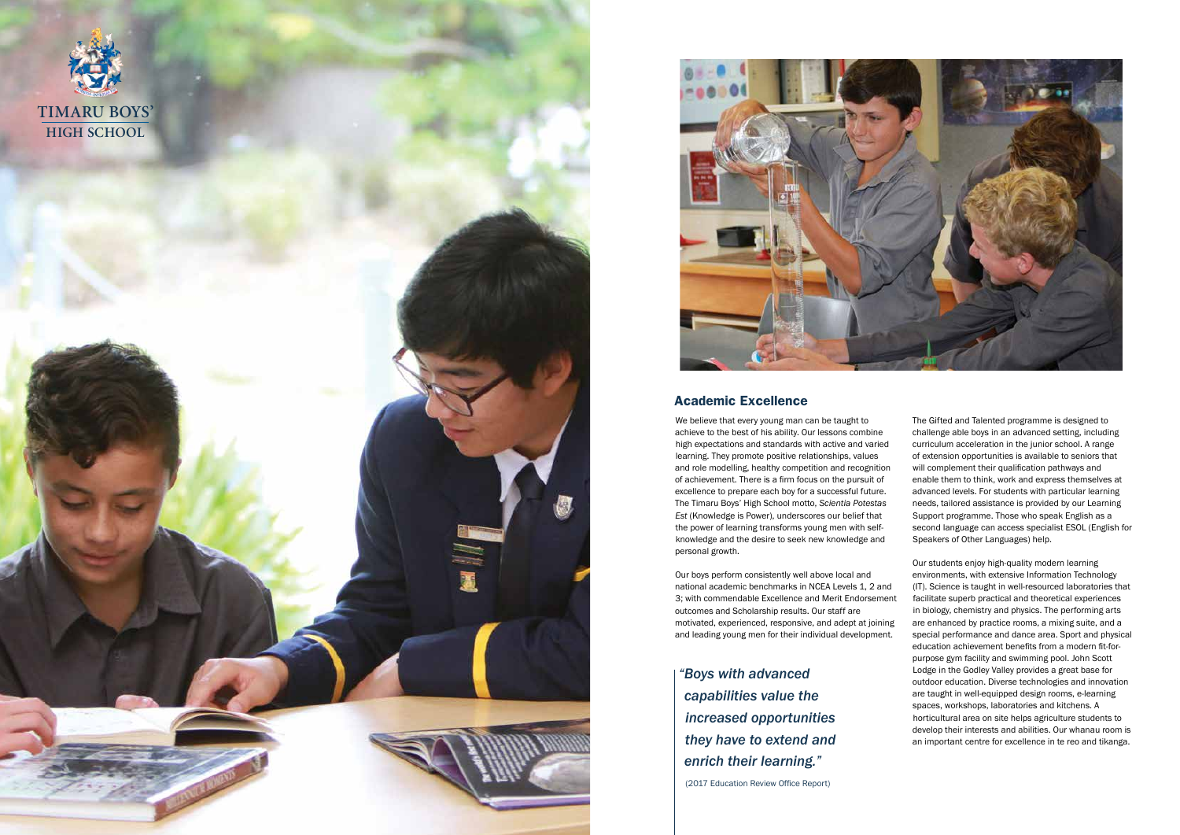TIMARU BOYS' HIGH SCHOOL

## Academic Excellence

We believe that every young man can be taught to achieve to the best of his ability. Our lessons combine high expectations and standards with active and varied learning. They promote positive relationships, values and role modelling, healthy competition and recognition of achievement. There is a firm focus on the pursuit of excellence to prepare each boy for a successful future. The Timaru Boys' High School motto, *Scientia Potestas Est* (Knowledge is Power), underscores our belief that the power of learning transforms young men with self-knowledge and the desire to seek new knowledge and personal growth.

Our boys perform consistently well above local and national academic benchmarks in NCEA Levels 1, 2 and 3; with commendable Excellence and Merit Endorsement outcomes and Scholarship results. Our staff are motivated, experienced, responsive, and adept at joining and leading young men for their individual development.

> *"Boys with advanced capabilities value the increased opportunities they have to extend and enrich their learning."*
>
> (2017 Education Review Office Report)

The Gifted and Talented programme is designed to challenge able boys in an advanced setting, including curriculum acceleration in the junior school. A range of extension opportunities is available to seniors that will complement their qualification pathways and enable them to think, work and express themselves at advanced levels. For students with particular learning needs, tailored assistance is provided by our Learning Support programme. Those who speak English as a second language can access specialist ESOL (English for Speakers of Other Languages) help.

Our students enjoy high-quality modern learning environments, with extensive Information Technology (IT). Science is taught in well-resourced laboratories that facilitate superb practical and theoretical experiences in biology, chemistry and physics. The performing arts are enhanced by practice rooms, a mixing suite, and a special performance and dance area. Sport and physical education achievement benefits from a modern fit-for-purpose gym facility and swimming pool. John Scott Lodge in the Godley Valley provides a great base for outdoor education. Diverse technologies and innovation are taught in well-equipped design rooms, e-learning spaces, workshops, laboratories and kitchens. A horticultural area on site helps agriculture students to develop their interests and abilities. Our whanau room is an important centre for excellence in te reo and tikanga.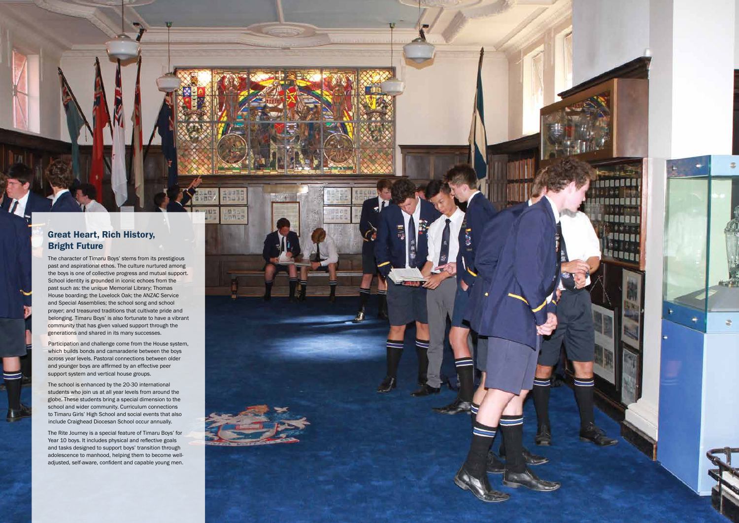## Great Heart, Rich History, Bright Future

The character of Timaru Boys' stems from its prestigious past and aspirational ethos. The culture nurtured among the boys is one of collective progress and mutual support. School identity is grounded in iconic echoes from the past such as: the unique Memorial Library; Thomas House boarding; the Lovelock Oak; the ANZAC Service and Special Assemblies; the school song and school prayer; and treasured traditions that cultivate pride and belonging. Timaru Boys' is also fortunate to have a vibrant community that has given valued support through the generations and shared in its many successes.

Participation and challenge come from the House system, which builds bonds and camaraderie between the boys across year levels. Pastoral connections between older and younger boys are affirmed by an effective peer support system and vertical house groups.

The school is enhanced by the 20-30 international students who join us at all year levels from around the globe. These students bring a special dimension to the school and wider community. Curriculum connections to Timaru Girls' High School and social events that also include Craighead Diocesan School occur annually.

The Rite Journey is a special feature of Timaru Boys' for Year 10 boys. It includes physical and reflective goals and tasks designed to support boys' transition through adolescence to manhood, helping them to become well-adjusted, self-aware, confident and capable young men.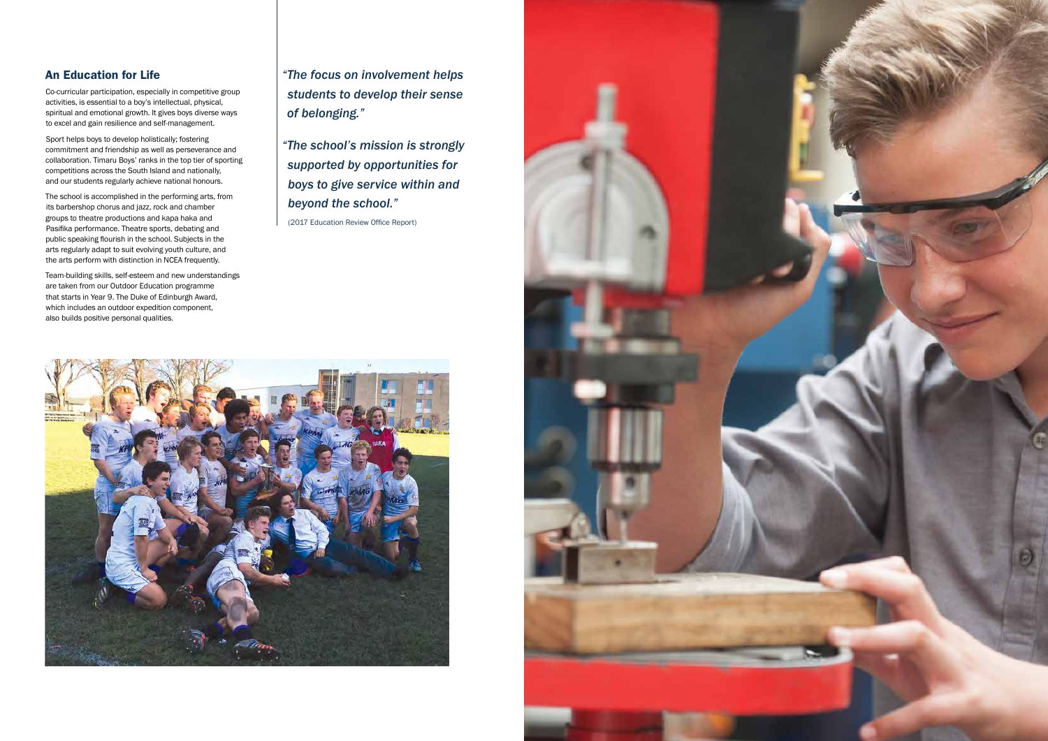## An Education for Life

Co-curricular participation, especially in competitive group activities, is essential to a boy's intellectual, physical, spiritual and emotional growth. It gives boys diverse ways to excel and gain resilience and self-management.

Sport helps boys to develop holistically; fostering commitment and friendship as well as perseverance and collaboration. Timaru Boys' ranks in the top tier of sporting competitions across the South Island and nationally, and our students regularly achieve national honours.

The school is accomplished in the performing arts, from its barbershop chorus and jazz, rock and chamber groups to theatre productions and kapa haka and Pasifika performance. Theatre sports, debating and public speaking flourish in the school. Subjects in the arts regularly adapt to suit evolving youth culture, and the arts perform with distinction in NCEA frequently.

Team-building skills, self-esteem and new understandings are taken from our Outdoor Education programme that starts in Year 9. The Duke of Edinburgh Award, which includes an outdoor expedition component, also builds positive personal qualities.

*"The focus on involvement helps students to develop their sense of belonging."*

*"The school's mission is strongly supported by opportunities for boys to give service within and beyond the school."*

(2017 Education Review Office Report)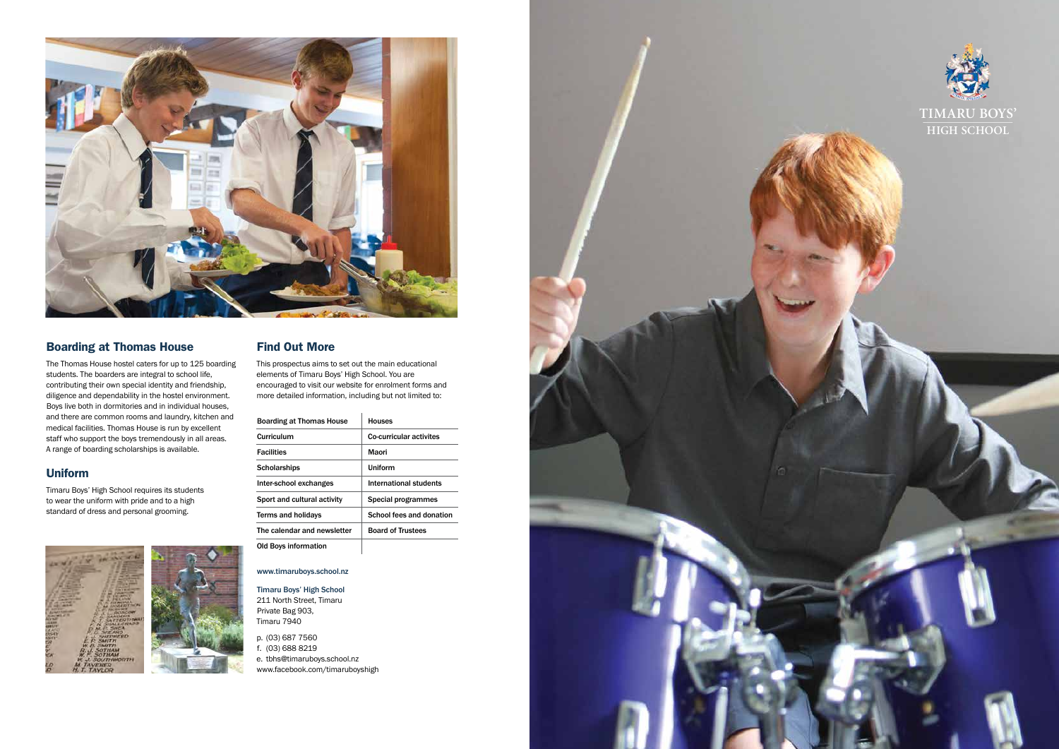## Boarding at Thomas House

The Thomas House hostel caters for up to 125 boarding students. The boarders are integral to school life, contributing their own special identity and friendship, diligence and dependability in the hostel environment. Boys live both in dormitories and in individual houses, and there are common rooms and laundry, kitchen and medical facilities. Thomas House is run by excellent staff who support the boys tremendously in all areas. A range of boarding scholarships is available.

## Uniform

Timaru Boys' High School requires its students to wear the uniform with pride and to a high standard of dress and personal grooming.

## Find Out More

This prospectus aims to set out the main educational elements of Timaru Boys' High School. You are encouraged to visit our website for enrolment forms and more detailed information, including but not limited to:

| | |
|---|---|
| Boarding at Thomas House | Houses |
| Curriculum | Co-curricular activites |
| Facilities | Maori |
| Scholarships | Uniform |
| Inter-school exchanges | International students |
| Sport and cultural activity | Special programmes |
| Terms and holidays | School fees and donation |
| The calendar and newsletter | Board of Trustees |
| Old Boys information | |

www.timaruboys.school.nz

Timaru Boys' High School
211 North Street, Timaru
Private Bag 903,
Timaru 7940

p. (03) 687 7560
f. (03) 688 8219
e. tbhs@timaruboys.school.nz
www.facebook.com/timaruboyshigh

TIMARU BOYS' HIGH SCHOOL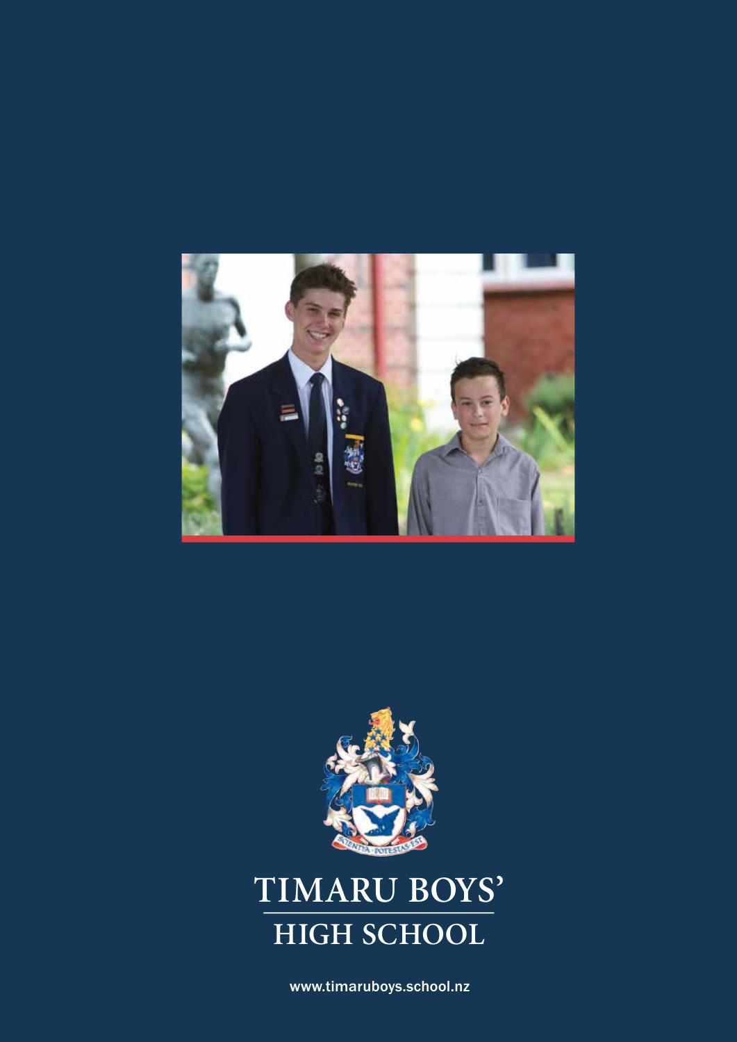TIMARU BOYS'

HIGH SCHOOL

www.timaruboys.school.nz